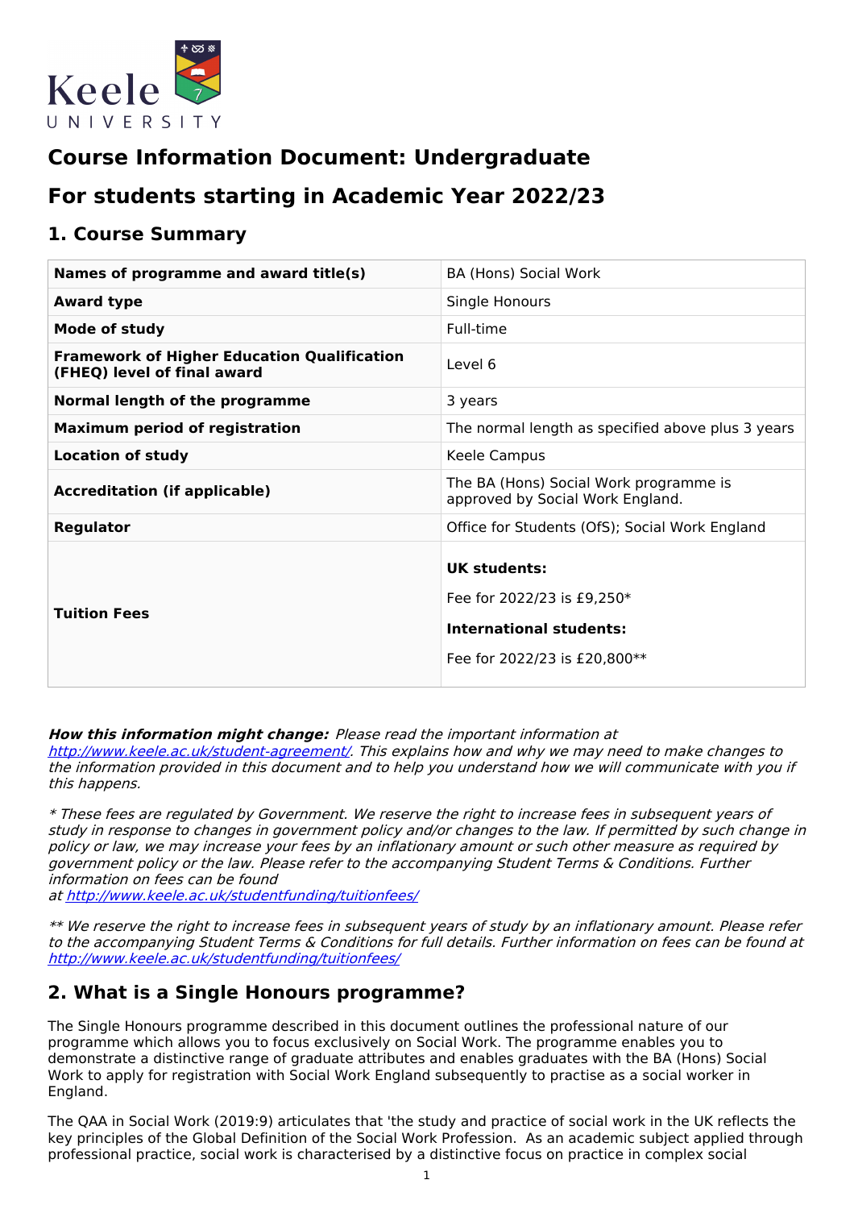# Course Information Document: Undergraduate

# For students starting in Academic Year 2022/23

## 1. Course Summary

| | |
|---|---|
| **Names of programme and award title(s)** | BA (Hons) Social Work |
| **Award type** | Single Honours |
| **Mode of study** | Full-time |
| **Framework of Higher Education Qualification (FHEQ) level of final award** | Level 6 |
| **Normal length of the programme** | 3 years |
| **Maximum period of registration** | The normal length as specified above plus 3 years |
| **Location of study** | Keele Campus |
| **Accreditation (if applicable)** | The BA (Hons) Social Work programme is approved by Social Work England. |
| **Regulator** | Office for Students (OfS); Social Work England |
| **Tuition Fees** | **UK students:** Fee for 2022/23 is £9,250* **International students:** Fee for 2022/23 is £20,800** |

***How this information might change:*** *Please read the important information at [http://www.keele.ac.uk/student-agreement/](http://www.keele.ac.uk/student-agreement/). This explains how and why we may need to make changes to the information provided in this document and to help you understand how we will communicate with you if this happens.*

*\* These fees are regulated by Government. We reserve the right to increase fees in subsequent years of study in response to changes in government policy and/or changes to the law. If permitted by such change in policy or law, we may increase your fees by an inflationary amount or such other measure as required by government policy or the law. Please refer to the accompanying Student Terms & Conditions. Further information on fees can be found at [http://www.keele.ac.uk/studentfunding/tuitionfees/](http://www.keele.ac.uk/studentfunding/tuitionfees/)*

*\*\* We reserve the right to increase fees in subsequent years of study by an inflationary amount. Please refer to the accompanying Student Terms & Conditions for full details. Further information on fees can be found at [http://www.keele.ac.uk/studentfunding/tuitionfees/](http://www.keele.ac.uk/studentfunding/tuitionfees/)*

## 2. What is a Single Honours programme?

The Single Honours programme described in this document outlines the professional nature of our programme which allows you to focus exclusively on Social Work. The programme enables you to demonstrate a distinctive range of graduate attributes and enables graduates with the BA (Hons) Social Work to apply for registration with Social Work England subsequently to practise as a social worker in England.

The QAA in Social Work (2019:9) articulates that 'the study and practice of social work in the UK reflects the key principles of the Global Definition of the Social Work Profession. As an academic subject applied through professional practice, social work is characterised by a distinctive focus on practice in complex social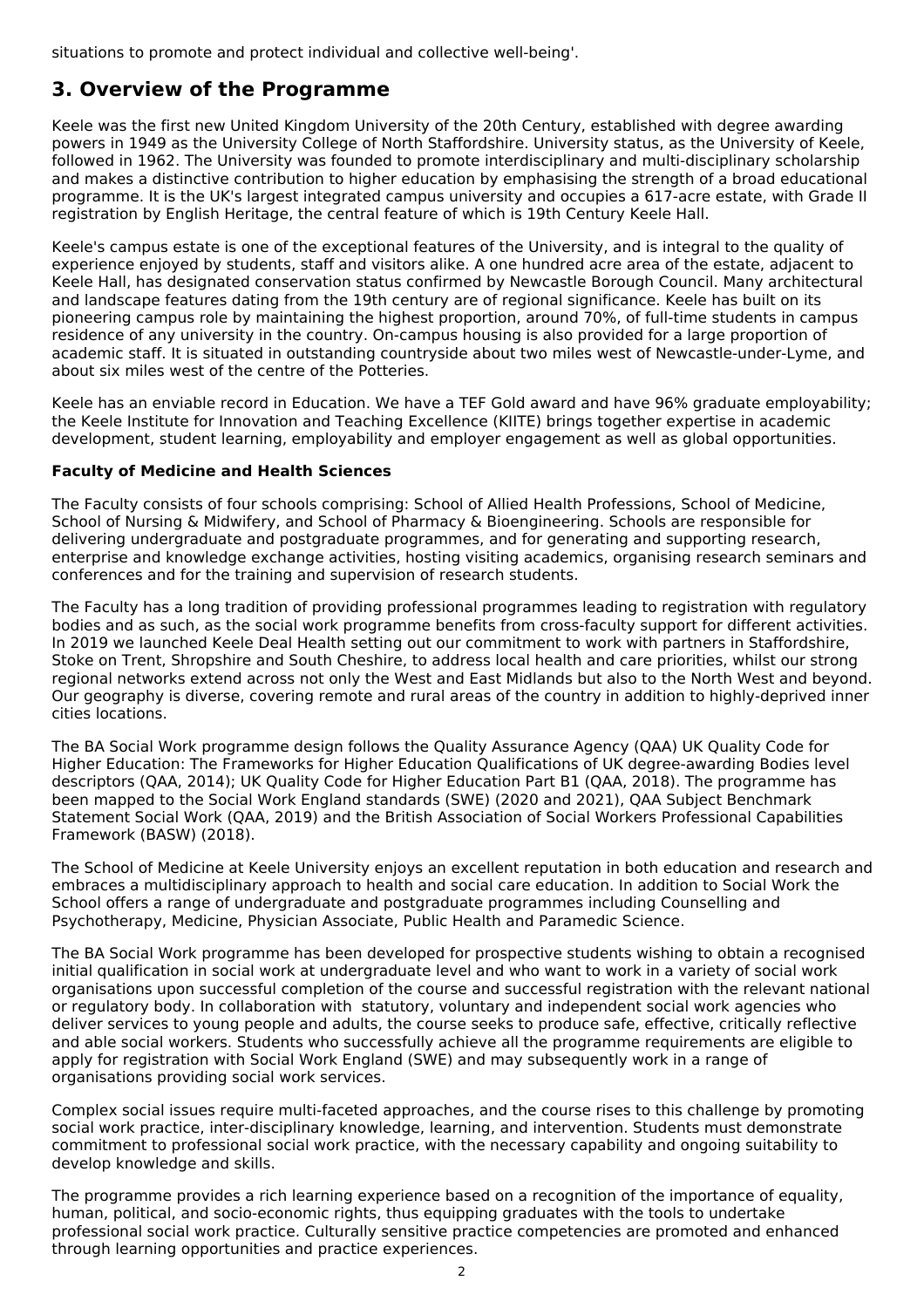situations to promote and protect individual and collective well-being'.

## 3. Overview of the Programme

Keele was the first new United Kingdom University of the 20th Century, established with degree awarding powers in 1949 as the University College of North Staffordshire. University status, as the University of Keele, followed in 1962. The University was founded to promote interdisciplinary and multi-disciplinary scholarship and makes a distinctive contribution to higher education by emphasising the strength of a broad educational programme. It is the UK's largest integrated campus university and occupies a 617-acre estate, with Grade II registration by English Heritage, the central feature of which is 19th Century Keele Hall.

Keele's campus estate is one of the exceptional features of the University, and is integral to the quality of experience enjoyed by students, staff and visitors alike. A one hundred acre area of the estate, adjacent to Keele Hall, has designated conservation status confirmed by Newcastle Borough Council. Many architectural and landscape features dating from the 19th century are of regional significance. Keele has built on its pioneering campus role by maintaining the highest proportion, around 70%, of full-time students in campus residence of any university in the country. On-campus housing is also provided for a large proportion of academic staff. It is situated in outstanding countryside about two miles west of Newcastle-under-Lyme, and about six miles west of the centre of the Potteries.

Keele has an enviable record in Education. We have a TEF Gold award and have 96% graduate employability; the Keele Institute for Innovation and Teaching Excellence (KIITE) brings together expertise in academic development, student learning, employability and employer engagement as well as global opportunities.

**Faculty of Medicine and Health Sciences**

The Faculty consists of four schools comprising: School of Allied Health Professions, School of Medicine, School of Nursing & Midwifery, and School of Pharmacy & Bioengineering. Schools are responsible for delivering undergraduate and postgraduate programmes, and for generating and supporting research, enterprise and knowledge exchange activities, hosting visiting academics, organising research seminars and conferences and for the training and supervision of research students.

The Faculty has a long tradition of providing professional programmes leading to registration with regulatory bodies and as such, as the social work programme benefits from cross-faculty support for different activities. In 2019 we launched Keele Deal Health setting out our commitment to work with partners in Staffordshire, Stoke on Trent, Shropshire and South Cheshire, to address local health and care priorities, whilst our strong regional networks extend across not only the West and East Midlands but also to the North West and beyond. Our geography is diverse, covering remote and rural areas of the country in addition to highly-deprived inner cities locations.

The BA Social Work programme design follows the Quality Assurance Agency (QAA) UK Quality Code for Higher Education: The Frameworks for Higher Education Qualifications of UK degree-awarding Bodies level descriptors (QAA, 2014); UK Quality Code for Higher Education Part B1 (QAA, 2018). The programme has been mapped to the Social Work England standards (SWE) (2020 and 2021), QAA Subject Benchmark Statement Social Work (QAA, 2019) and the British Association of Social Workers Professional Capabilities Framework (BASW) (2018).

The School of Medicine at Keele University enjoys an excellent reputation in both education and research and embraces a multidisciplinary approach to health and social care education. In addition to Social Work the School offers a range of undergraduate and postgraduate programmes including Counselling and Psychotherapy, Medicine, Physician Associate, Public Health and Paramedic Science.

The BA Social Work programme has been developed for prospective students wishing to obtain a recognised initial qualification in social work at undergraduate level and who want to work in a variety of social work organisations upon successful completion of the course and successful registration with the relevant national or regulatory body. In collaboration with statutory, voluntary and independent social work agencies who deliver services to young people and adults, the course seeks to produce safe, effective, critically reflective and able social workers. Students who successfully achieve all the programme requirements are eligible to apply for registration with Social Work England (SWE) and may subsequently work in a range of organisations providing social work services.

Complex social issues require multi-faceted approaches, and the course rises to this challenge by promoting social work practice, inter-disciplinary knowledge, learning, and intervention. Students must demonstrate commitment to professional social work practice, with the necessary capability and ongoing suitability to develop knowledge and skills.

The programme provides a rich learning experience based on a recognition of the importance of equality, human, political, and socio-economic rights, thus equipping graduates with the tools to undertake professional social work practice. Culturally sensitive practice competencies are promoted and enhanced through learning opportunities and practice experiences.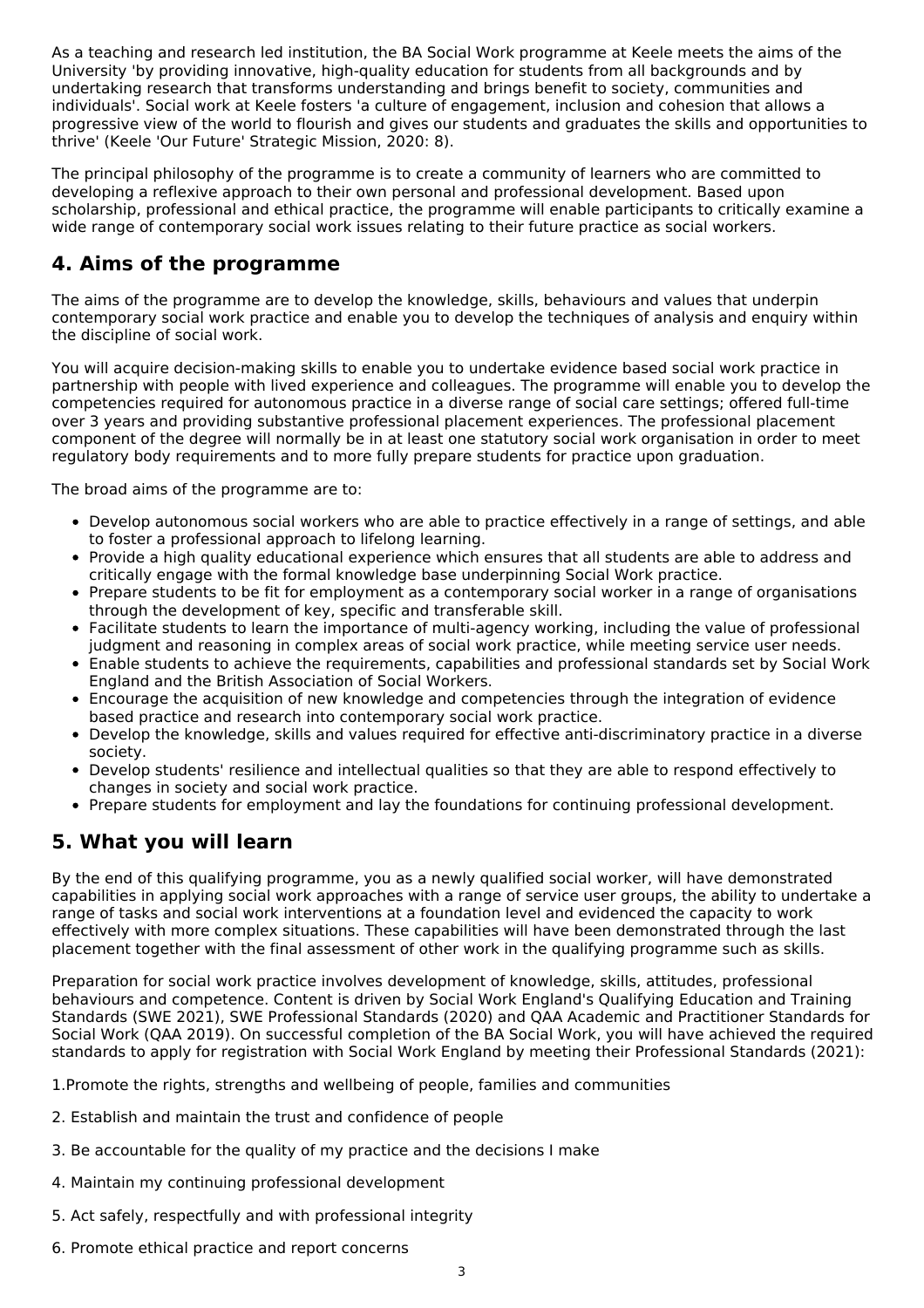As a teaching and research led institution, the BA Social Work programme at Keele meets the aims of the University 'by providing innovative, high-quality education for students from all backgrounds and by undertaking research that transforms understanding and brings benefit to society, communities and individuals'. Social work at Keele fosters 'a culture of engagement, inclusion and cohesion that allows a progressive view of the world to flourish and gives our students and graduates the skills and opportunities to thrive' (Keele 'Our Future' Strategic Mission, 2020: 8).

The principal philosophy of the programme is to create a community of learners who are committed to developing a reflexive approach to their own personal and professional development. Based upon scholarship, professional and ethical practice, the programme will enable participants to critically examine a wide range of contemporary social work issues relating to their future practice as social workers.

## 4. Aims of the programme

The aims of the programme are to develop the knowledge, skills, behaviours and values that underpin contemporary social work practice and enable you to develop the techniques of analysis and enquiry within the discipline of social work.

You will acquire decision-making skills to enable you to undertake evidence based social work practice in partnership with people with lived experience and colleagues. The programme will enable you to develop the competencies required for autonomous practice in a diverse range of social care settings; offered full-time over 3 years and providing substantive professional placement experiences. The professional placement component of the degree will normally be in at least one statutory social work organisation in order to meet regulatory body requirements and to more fully prepare students for practice upon graduation.

The broad aims of the programme are to:

- Develop autonomous social workers who are able to practice effectively in a range of settings, and able to foster a professional approach to lifelong learning.
- Provide a high quality educational experience which ensures that all students are able to address and critically engage with the formal knowledge base underpinning Social Work practice.
- Prepare students to be fit for employment as a contemporary social worker in a range of organisations through the development of key, specific and transferable skill.
- Facilitate students to learn the importance of multi-agency working, including the value of professional judgment and reasoning in complex areas of social work practice, while meeting service user needs.
- Enable students to achieve the requirements, capabilities and professional standards set by Social Work England and the British Association of Social Workers.
- Encourage the acquisition of new knowledge and competencies through the integration of evidence based practice and research into contemporary social work practice.
- Develop the knowledge, skills and values required for effective anti-discriminatory practice in a diverse society.
- Develop students' resilience and intellectual qualities so that they are able to respond effectively to changes in society and social work practice.
- Prepare students for employment and lay the foundations for continuing professional development.

## 5. What you will learn

By the end of this qualifying programme, you as a newly qualified social worker, will have demonstrated capabilities in applying social work approaches with a range of service user groups, the ability to undertake a range of tasks and social work interventions at a foundation level and evidenced the capacity to work effectively with more complex situations. These capabilities will have been demonstrated through the last placement together with the final assessment of other work in the qualifying programme such as skills.

Preparation for social work practice involves development of knowledge, skills, attitudes, professional behaviours and competence. Content is driven by Social Work England's Qualifying Education and Training Standards (SWE 2021), SWE Professional Standards (2020) and QAA Academic and Practitioner Standards for Social Work (QAA 2019). On successful completion of the BA Social Work, you will have achieved the required standards to apply for registration with Social Work England by meeting their Professional Standards (2021):

1.Promote the rights, strengths and wellbeing of people, families and communities

2. Establish and maintain the trust and confidence of people

3. Be accountable for the quality of my practice and the decisions I make

4. Maintain my continuing professional development

5. Act safely, respectfully and with professional integrity

6. Promote ethical practice and report concerns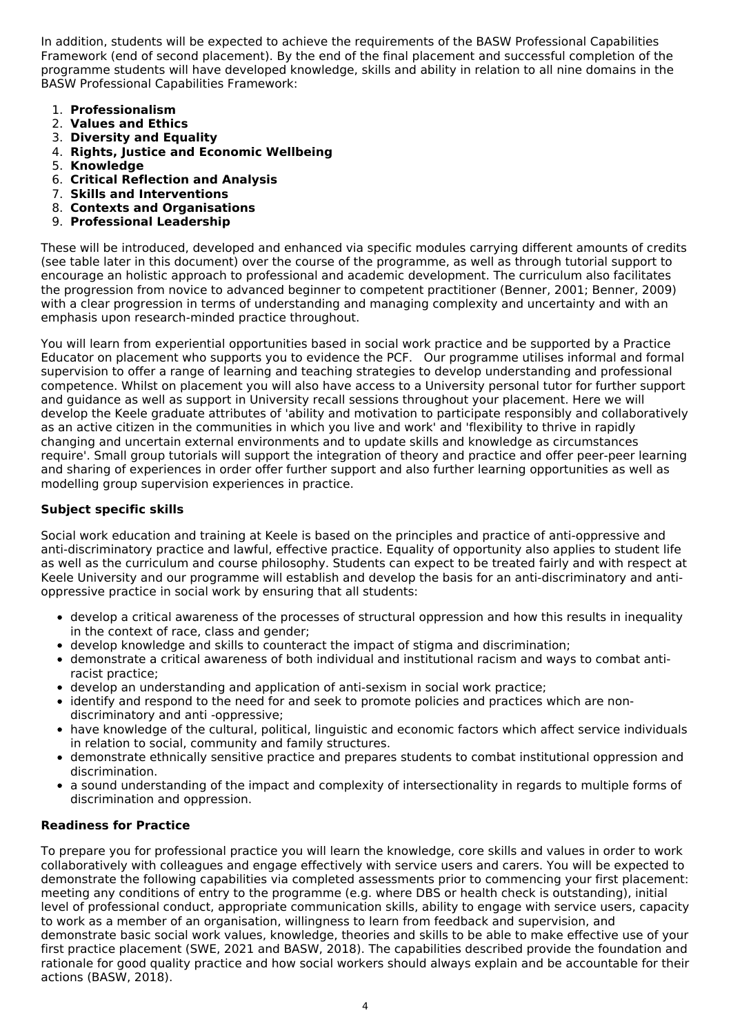In addition, students will be expected to achieve the requirements of the BASW Professional Capabilities Framework (end of second placement). By the end of the final placement and successful completion of the programme students will have developed knowledge, skills and ability in relation to all nine domains in the BASW Professional Capabilities Framework:

1. **Professionalism**
2. **Values and Ethics**
3. **Diversity and Equality**
4. **Rights, Justice and Economic Wellbeing**
5. **Knowledge**
6. **Critical Reflection and Analysis**
7. **Skills and Interventions**
8. **Contexts and Organisations**
9. **Professional Leadership**

These will be introduced, developed and enhanced via specific modules carrying different amounts of credits (see table later in this document) over the course of the programme, as well as through tutorial support to encourage an holistic approach to professional and academic development. The curriculum also facilitates the progression from novice to advanced beginner to competent practitioner (Benner, 2001; Benner, 2009) with a clear progression in terms of understanding and managing complexity and uncertainty and with an emphasis upon research-minded practice throughout.

You will learn from experiential opportunities based in social work practice and be supported by a Practice Educator on placement who supports you to evidence the PCF. Our programme utilises informal and formal supervision to offer a range of learning and teaching strategies to develop understanding and professional competence. Whilst on placement you will also have access to a University personal tutor for further support and guidance as well as support in University recall sessions throughout your placement. Here we will develop the Keele graduate attributes of 'ability and motivation to participate responsibly and collaboratively as an active citizen in the communities in which you live and work' and 'flexibility to thrive in rapidly changing and uncertain external environments and to update skills and knowledge as circumstances require'. Small group tutorials will support the integration of theory and practice and offer peer-peer learning and sharing of experiences in order offer further support and also further learning opportunities as well as modelling group supervision experiences in practice.

### Subject specific skills

Social work education and training at Keele is based on the principles and practice of anti-oppressive and anti-discriminatory practice and lawful, effective practice. Equality of opportunity also applies to student life as well as the curriculum and course philosophy. Students can expect to be treated fairly and with respect at Keele University and our programme will establish and develop the basis for an anti-discriminatory and anti-oppressive practice in social work by ensuring that all students:

- develop a critical awareness of the processes of structural oppression and how this results in inequality in the context of race, class and gender;
- develop knowledge and skills to counteract the impact of stigma and discrimination;
- demonstrate a critical awareness of both individual and institutional racism and ways to combat anti-racist practice;
- develop an understanding and application of anti-sexism in social work practice;
- identify and respond to the need for and seek to promote policies and practices which are non-discriminatory and anti -oppressive;
- have knowledge of the cultural, political, linguistic and economic factors which affect service individuals in relation to social, community and family structures.
- demonstrate ethnically sensitive practice and prepares students to combat institutional oppression and discrimination.
- a sound understanding of the impact and complexity of intersectionality in regards to multiple forms of discrimination and oppression.

### Readiness for Practice

To prepare you for professional practice you will learn the knowledge, core skills and values in order to work collaboratively with colleagues and engage effectively with service users and carers. You will be expected to demonstrate the following capabilities via completed assessments prior to commencing your first placement: meeting any conditions of entry to the programme (e.g. where DBS or health check is outstanding), initial level of professional conduct, appropriate communication skills, ability to engage with service users, capacity to work as a member of an organisation, willingness to learn from feedback and supervision, and demonstrate basic social work values, knowledge, theories and skills to be able to make effective use of your first practice placement (SWE, 2021 and BASW, 2018). The capabilities described provide the foundation and rationale for good quality practice and how social workers should always explain and be accountable for their actions (BASW, 2018).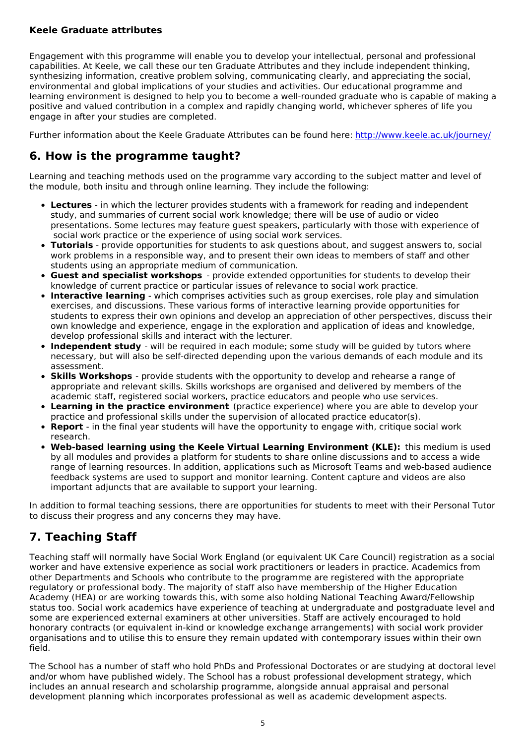### Keele Graduate attributes

Engagement with this programme will enable you to develop your intellectual, personal and professional capabilities. At Keele, we call these our ten Graduate Attributes and they include independent thinking, synthesizing information, creative problem solving, communicating clearly, and appreciating the social, environmental and global implications of your studies and activities. Our educational programme and learning environment is designed to help you to become a well-rounded graduate who is capable of making a positive and valued contribution in a complex and rapidly changing world, whichever spheres of life you engage in after your studies are completed.

Further information about the Keele Graduate Attributes can be found here: [http://www.keele.ac.uk/journey/](http://www.keele.ac.uk/journey/)

## 6. How is the programme taught?

Learning and teaching methods used on the programme vary according to the subject matter and level of the module, both insitu and through online learning. They include the following:

- **Lectures** - in which the lecturer provides students with a framework for reading and independent study, and summaries of current social work knowledge; there will be use of audio or video presentations. Some lectures may feature guest speakers, particularly with those with experience of social work practice or the experience of using social work services.
- **Tutorials** - provide opportunities for students to ask questions about, and suggest answers to, social work problems in a responsible way, and to present their own ideas to members of staff and other students using an appropriate medium of communication.
- **Guest and specialist workshops** - provide extended opportunities for students to develop their knowledge of current practice or particular issues of relevance to social work practice.
- **Interactive learning** - which comprises activities such as group exercises, role play and simulation exercises, and discussions. These various forms of interactive learning provide opportunities for students to express their own opinions and develop an appreciation of other perspectives, discuss their own knowledge and experience, engage in the exploration and application of ideas and knowledge, develop professional skills and interact with the lecturer.
- **Independent study** - will be required in each module; some study will be guided by tutors where necessary, but will also be self-directed depending upon the various demands of each module and its assessment.
- **Skills Workshops** - provide students with the opportunity to develop and rehearse a range of appropriate and relevant skills. Skills workshops are organised and delivered by members of the academic staff, registered social workers, practice educators and people who use services.
- **Learning in the practice environment** (practice experience) where you are able to develop your practice and professional skills under the supervision of allocated practice educator(s).
- **Report** - in the final year students will have the opportunity to engage with, critique social work research.
- **Web-based learning using the Keele Virtual Learning Environment (KLE):** this medium is used by all modules and provides a platform for students to share online discussions and to access a wide range of learning resources. In addition, applications such as Microsoft Teams and web-based audience feedback systems are used to support and monitor learning. Content capture and videos are also important adjuncts that are available to support your learning.

In addition to formal teaching sessions, there are opportunities for students to meet with their Personal Tutor to discuss their progress and any concerns they may have.

## 7. Teaching Staff

Teaching staff will normally have Social Work England (or equivalent UK Care Council) registration as a social worker and have extensive experience as social work practitioners or leaders in practice. Academics from other Departments and Schools who contribute to the programme are registered with the appropriate regulatory or professional body. The majority of staff also have membership of the Higher Education Academy (HEA) or are working towards this, with some also holding National Teaching Award/Fellowship status too. Social work academics have experience of teaching at undergraduate and postgraduate level and some are experienced external examiners at other universities. Staff are actively encouraged to hold honorary contracts (or equivalent in-kind or knowledge exchange arrangements) with social work provider organisations and to utilise this to ensure they remain updated with contemporary issues within their own field.

The School has a number of staff who hold PhDs and Professional Doctorates or are studying at doctoral level and/or whom have published widely. The School has a robust professional development strategy, which includes an annual research and scholarship programme, alongside annual appraisal and personal development planning which incorporates professional as well as academic development aspects.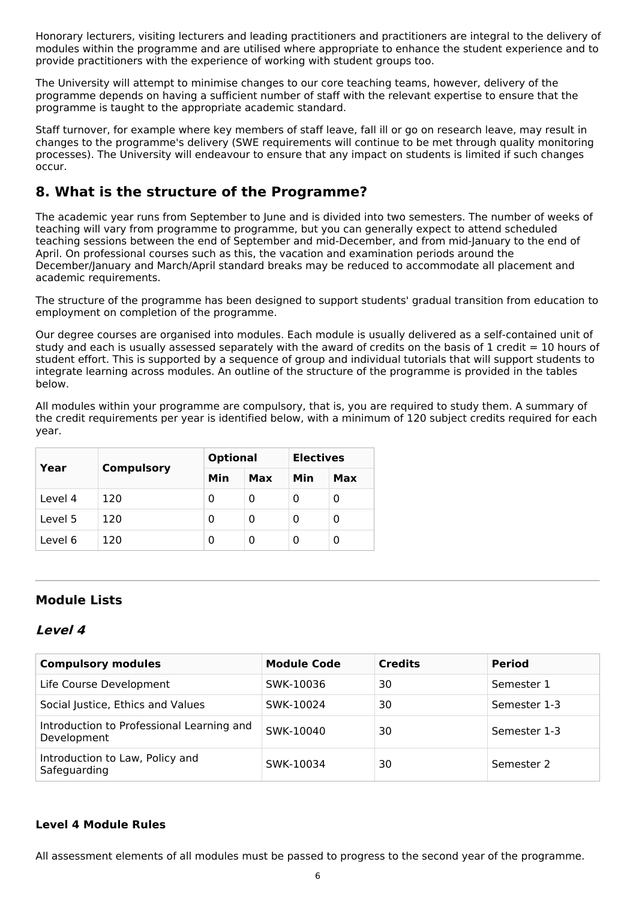Honorary lecturers, visiting lecturers and leading practitioners and practitioners are integral to the delivery of modules within the programme and are utilised where appropriate to enhance the student experience and to provide practitioners with the experience of working with student groups too.

The University will attempt to minimise changes to our core teaching teams, however, delivery of the programme depends on having a sufficient number of staff with the relevant expertise to ensure that the programme is taught to the appropriate academic standard.

Staff turnover, for example where key members of staff leave, fall ill or go on research leave, may result in changes to the programme's delivery (SWE requirements will continue to be met through quality monitoring processes). The University will endeavour to ensure that any impact on students is limited if such changes occur.

## 8. What is the structure of the Programme?

The academic year runs from September to June and is divided into two semesters. The number of weeks of teaching will vary from programme to programme, but you can generally expect to attend scheduled teaching sessions between the end of September and mid-December, and from mid-January to the end of April. On professional courses such as this, the vacation and examination periods around the December/January and March/April standard breaks may be reduced to accommodate all placement and academic requirements.

The structure of the programme has been designed to support students' gradual transition from education to employment on completion of the programme.

Our degree courses are organised into modules. Each module is usually delivered as a self-contained unit of study and each is usually assessed separately with the award of credits on the basis of 1 credit = 10 hours of student effort. This is supported by a sequence of group and individual tutorials that will support students to integrate learning across modules. An outline of the structure of the programme is provided in the tables below.

All modules within your programme are compulsory, that is, you are required to study them. A summary of the credit requirements per year is identified below, with a minimum of 120 subject credits required for each year.

| Year | Compulsory | Optional | | Electives | |
|---|---|---|---|---|---|
| | | Min | Max | Min | Max |
| Level 4 | 120 | 0 | 0 | 0 | 0 |
| Level 5 | 120 | 0 | 0 | 0 | 0 |
| Level 6 | 120 | 0 | 0 | 0 | 0 |

---

### Module Lists

### *Level 4*

| Compulsory modules | Module Code | Credits | Period |
|---|---|---|---|
| Life Course Development | SWK-10036 | 30 | Semester 1 |
| Social Justice, Ethics and Values | SWK-10024 | 30 | Semester 1-3 |
| Introduction to Professional Learning and Development | SWK-10040 | 30 | Semester 1-3 |
| Introduction to Law, Policy and Safeguarding | SWK-10034 | 30 | Semester 2 |

**Level 4 Module Rules**

All assessment elements of all modules must be passed to progress to the second year of the programme.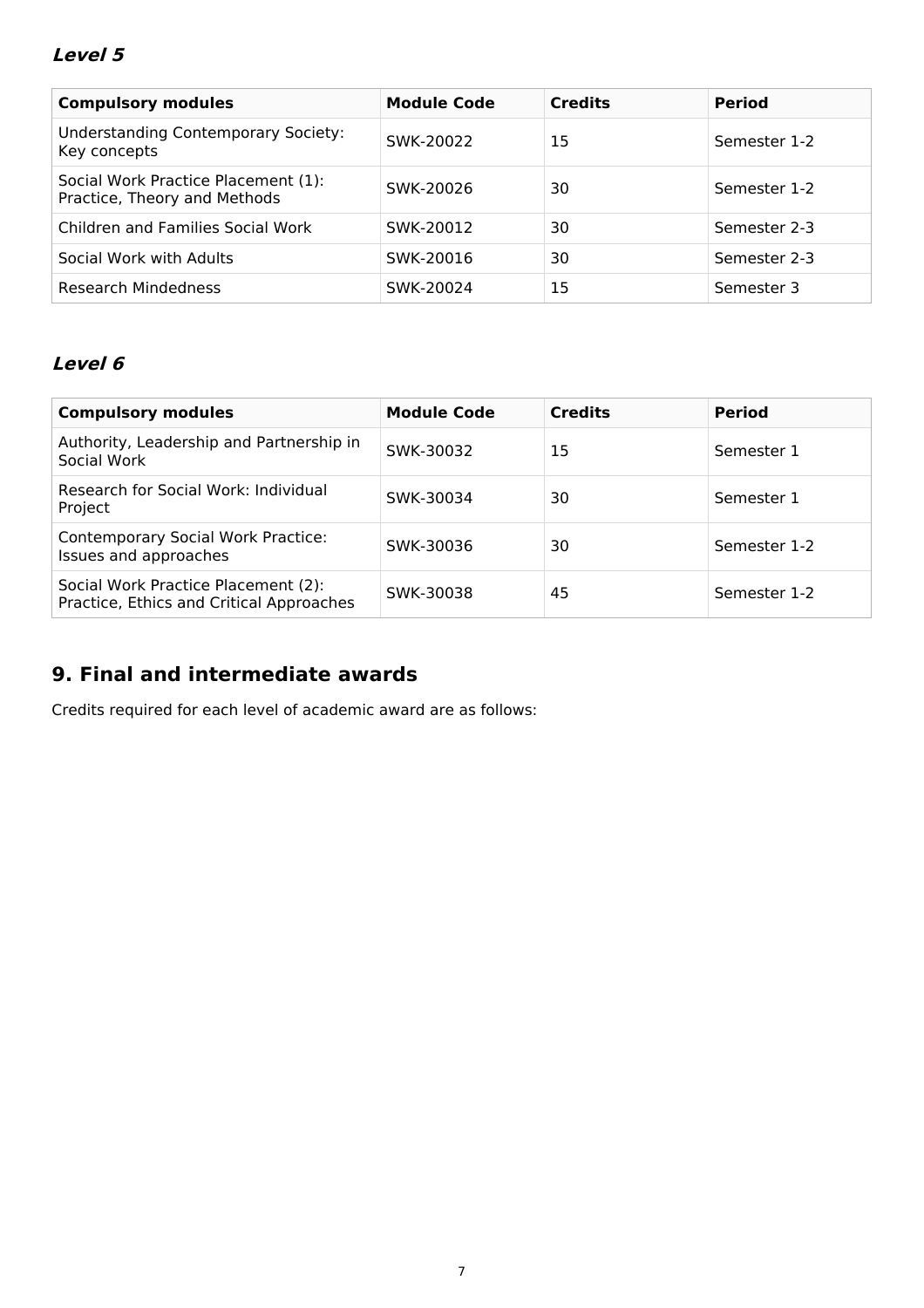### *Level 5*

| Compulsory modules | Module Code | Credits | Period |
|---|---|---|---|
| Understanding Contemporary Society: Key concepts | SWK-20022 | 15 | Semester 1-2 |
| Social Work Practice Placement (1): Practice, Theory and Methods | SWK-20026 | 30 | Semester 1-2 |
| Children and Families Social Work | SWK-20012 | 30 | Semester 2-3 |
| Social Work with Adults | SWK-20016 | 30 | Semester 2-3 |
| Research Mindedness | SWK-20024 | 15 | Semester 3 |

### *Level 6*

| Compulsory modules | Module Code | Credits | Period |
|---|---|---|---|
| Authority, Leadership and Partnership in Social Work | SWK-30032 | 15 | Semester 1 |
| Research for Social Work: Individual Project | SWK-30034 | 30 | Semester 1 |
| Contemporary Social Work Practice: Issues and approaches | SWK-30036 | 30 | Semester 1-2 |
| Social Work Practice Placement (2): Practice, Ethics and Critical Approaches | SWK-30038 | 45 | Semester 1-2 |

## 9. Final and intermediate awards

Credits required for each level of academic award are as follows: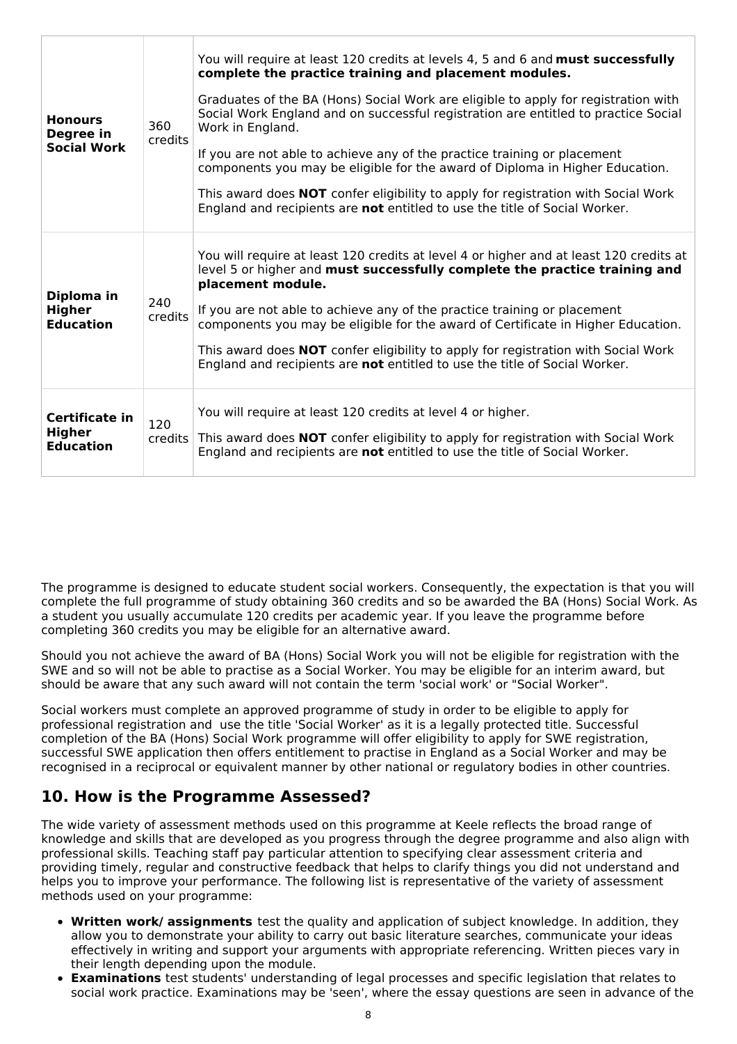| **Honours Degree in Social Work** | 360 credits | You will require at least 120 credits at levels 4, 5 and 6 and **must successfully complete the practice training and placement modules.**<br><br>Graduates of the BA (Hons) Social Work are eligible to apply for registration with Social Work England and on successful registration are entitled to practice Social Work in England.<br><br>If you are not able to achieve any of the practice training or placement components you may be eligible for the award of Diploma in Higher Education.<br><br>This award does **NOT** confer eligibility to apply for registration with Social Work England and recipients are **not** entitled to use the title of Social Worker. |
|---|---|---|
| **Diploma in Higher Education** | 240 credits | You will require at least 120 credits at level 4 or higher and at least 120 credits at level 5 or higher and **must successfully complete the practice training and placement module.**<br><br>If you are not able to achieve any of the practice training or placement components you may be eligible for the award of Certificate in Higher Education.<br><br>This award does **NOT** confer eligibility to apply for registration with Social Work England and recipients are **not** entitled to use the title of Social Worker. |
| **Certificate in Higher Education** | 120 credits | You will require at least 120 credits at level 4 or higher.<br><br>This award does **NOT** confer eligibility to apply for registration with Social Work England and recipients are **not** entitled to use the title of Social Worker. |

The programme is designed to educate student social workers. Consequently, the expectation is that you will complete the full programme of study obtaining 360 credits and so be awarded the BA (Hons) Social Work. As a student you usually accumulate 120 credits per academic year. If you leave the programme before completing 360 credits you may be eligible for an alternative award.

Should you not achieve the award of BA (Hons) Social Work you will not be eligible for registration with the SWE and so will not be able to practise as a Social Worker. You may be eligible for an interim award, but should be aware that any such award will not contain the term 'social work' or "Social Worker".

Social workers must complete an approved programme of study in order to be eligible to apply for professional registration and use the title 'Social Worker' as it is a legally protected title. Successful completion of the BA (Hons) Social Work programme will offer eligibility to apply for SWE registration, successful SWE application then offers entitlement to practise in England as a Social Worker and may be recognised in a reciprocal or equivalent manner by other national or regulatory bodies in other countries.

## 10. How is the Programme Assessed?

The wide variety of assessment methods used on this programme at Keele reflects the broad range of knowledge and skills that are developed as you progress through the degree programme and also align with professional skills. Teaching staff pay particular attention to specifying clear assessment criteria and providing timely, regular and constructive feedback that helps to clarify things you did not understand and helps you to improve your performance. The following list is representative of the variety of assessment methods used on your programme:

- **Written work/ assignments** test the quality and application of subject knowledge. In addition, they allow you to demonstrate your ability to carry out basic literature searches, communicate your ideas effectively in writing and support your arguments with appropriate referencing. Written pieces vary in their length depending upon the module.
- **Examinations** test students' understanding of legal processes and specific legislation that relates to social work practice. Examinations may be 'seen', where the essay questions are seen in advance of the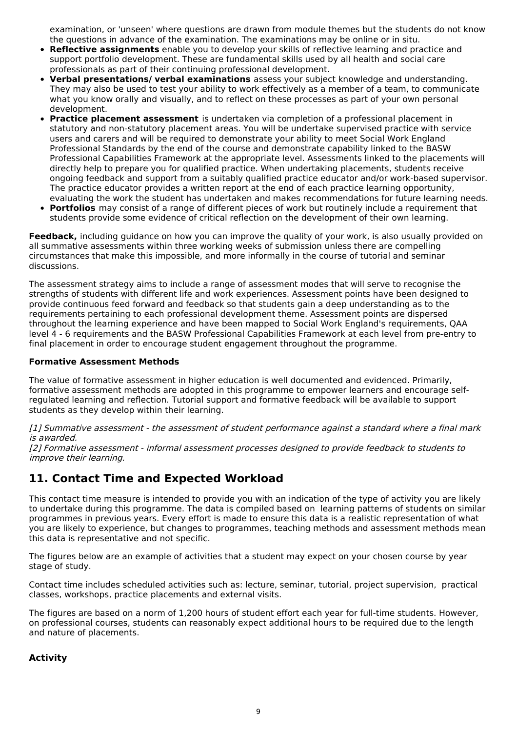examination, or 'unseen' where questions are drawn from module themes but the students do not know the questions in advance of the examination. The examinations may be online or in situ.

- **Reflective assignments** enable you to develop your skills of reflective learning and practice and support portfolio development. These are fundamental skills used by all health and social care professionals as part of their continuing professional development.
- **Verbal presentations/ verbal examinations** assess your subject knowledge and understanding. They may also be used to test your ability to work effectively as a member of a team, to communicate what you know orally and visually, and to reflect on these processes as part of your own personal development.
- **Practice placement assessment** is undertaken via completion of a professional placement in statutory and non-statutory placement areas. You will be undertake supervised practice with service users and carers and will be required to demonstrate your ability to meet Social Work England Professional Standards by the end of the course and demonstrate capability linked to the BASW Professional Capabilities Framework at the appropriate level. Assessments linked to the placements will directly help to prepare you for qualified practice. When undertaking placements, students receive ongoing feedback and support from a suitably qualified practice educator and/or work-based supervisor. The practice educator provides a written report at the end of each practice learning opportunity, evaluating the work the student has undertaken and makes recommendations for future learning needs.
- **Portfolios** may consist of a range of different pieces of work but routinely include a requirement that students provide some evidence of critical reflection on the development of their own learning.

**Feedback,** including guidance on how you can improve the quality of your work, is also usually provided on all summative assessments within three working weeks of submission unless there are compelling circumstances that make this impossible, and more informally in the course of tutorial and seminar discussions.

The assessment strategy aims to include a range of assessment modes that will serve to recognise the strengths of students with different life and work experiences. Assessment points have been designed to provide continuous feed forward and feedback so that students gain a deep understanding as to the requirements pertaining to each professional development theme. Assessment points are dispersed throughout the learning experience and have been mapped to Social Work England's requirements, QAA level 4 - 6 requirements and the BASW Professional Capabilities Framework at each level from pre-entry to final placement in order to encourage student engagement throughout the programme.

**Formative Assessment Methods**

The value of formative assessment in higher education is well documented and evidenced. Primarily, formative assessment methods are adopted in this programme to empower learners and encourage self-regulated learning and reflection. Tutorial support and formative feedback will be available to support students as they develop within their learning.

*[1] Summative assessment - the assessment of student performance against a standard where a final mark is awarded.*
*[2] Formative assessment - informal assessment processes designed to provide feedback to students to improve their learning.*

## 11. Contact Time and Expected Workload

This contact time measure is intended to provide you with an indication of the type of activity you are likely to undertake during this programme. The data is compiled based on learning patterns of students on similar programmes in previous years. Every effort is made to ensure this data is a realistic representation of what you are likely to experience, but changes to programmes, teaching methods and assessment methods mean this data is representative and not specific.

The figures below are an example of activities that a student may expect on your chosen course by year stage of study.

Contact time includes scheduled activities such as: lecture, seminar, tutorial, project supervision, practical classes, workshops, practice placements and external visits.

The figures are based on a norm of 1,200 hours of student effort each year for full-time students. However, on professional courses, students can reasonably expect additional hours to be required due to the length and nature of placements.

**Activity**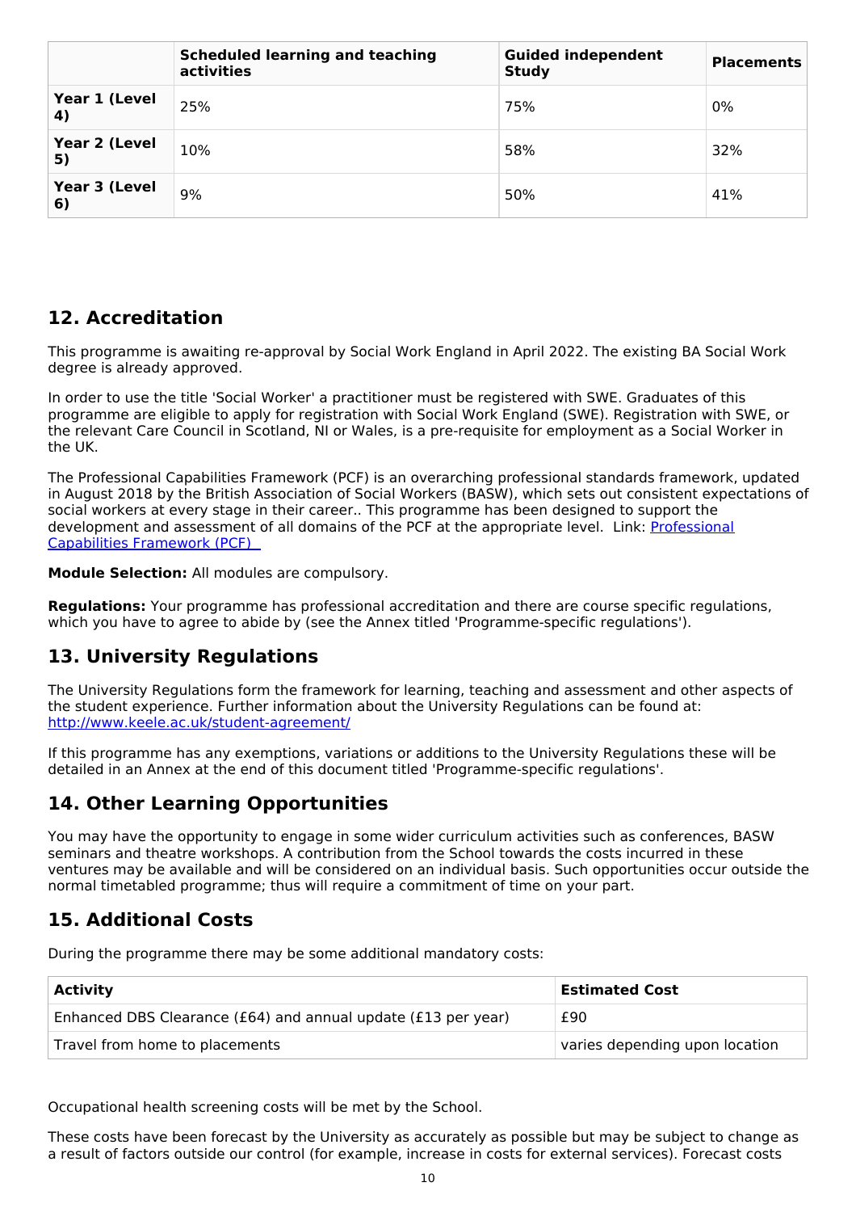| | Scheduled learning and teaching activities | Guided independent Study | Placements |
|---|---|---|---|
| **Year 1 (Level 4)** | 25% | 75% | 0% |
| **Year 2 (Level 5)** | 10% | 58% | 32% |
| **Year 3 (Level 6)** | 9% | 50% | 41% |

## 12. Accreditation

This programme is awaiting re-approval by Social Work England in April 2022. The existing BA Social Work degree is already approved.

In order to use the title 'Social Worker' a practitioner must be registered with SWE. Graduates of this programme are eligible to apply for registration with Social Work England (SWE). Registration with SWE, or the relevant Care Council in Scotland, NI or Wales, is a pre-requisite for employment as a Social Worker in the UK.

The Professional Capabilities Framework (PCF) is an overarching professional standards framework, updated in August 2018 by the British Association of Social Workers (BASW), which sets out consistent expectations of social workers at every stage in their career.. This programme has been designed to support the development and assessment of all domains of the PCF at the appropriate level. Link: [Professional Capabilities Framework (PCF)]

**Module Selection:** All modules are compulsory.

**Regulations:** Your programme has professional accreditation and there are course specific regulations, which you have to agree to abide by (see the Annex titled 'Programme-specific regulations').

## 13. University Regulations

The University Regulations form the framework for learning, teaching and assessment and other aspects of the student experience. Further information about the University Regulations can be found at: http://www.keele.ac.uk/student-agreement/

If this programme has any exemptions, variations or additions to the University Regulations these will be detailed in an Annex at the end of this document titled 'Programme-specific regulations'.

## 14. Other Learning Opportunities

You may have the opportunity to engage in some wider curriculum activities such as conferences, BASW seminars and theatre workshops. A contribution from the School towards the costs incurred in these ventures may be available and will be considered on an individual basis. Such opportunities occur outside the normal timetabled programme; thus will require a commitment of time on your part.

## 15. Additional Costs

During the programme there may be some additional mandatory costs:

| Activity | Estimated Cost |
|---|---|
| Enhanced DBS Clearance (£64) and annual update (£13 per year) | £90 |
| Travel from home to placements | varies depending upon location |

Occupational health screening costs will be met by the School.

These costs have been forecast by the University as accurately as possible but may be subject to change as a result of factors outside our control (for example, increase in costs for external services). Forecast costs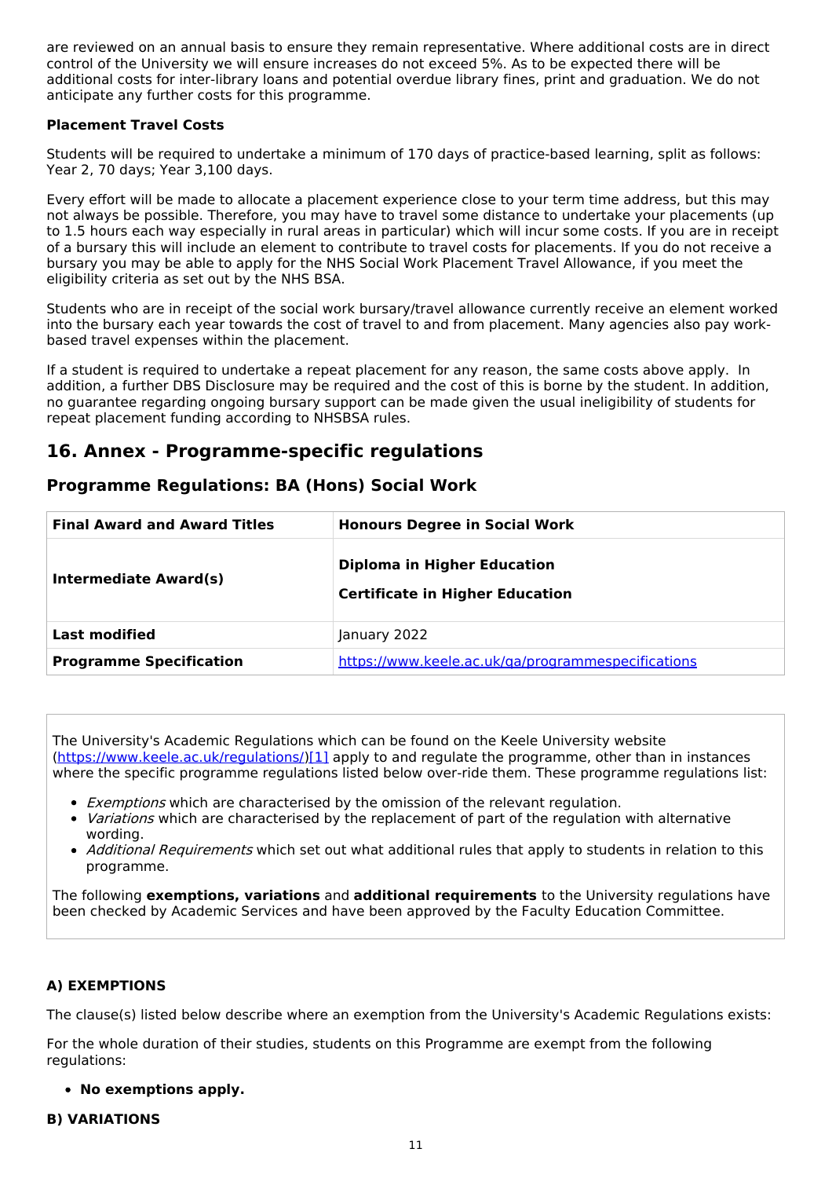are reviewed on an annual basis to ensure they remain representative. Where additional costs are in direct control of the University we will ensure increases do not exceed 5%. As to be expected there will be additional costs for inter-library loans and potential overdue library fines, print and graduation. We do not anticipate any further costs for this programme.

**Placement Travel Costs**

Students will be required to undertake a minimum of 170 days of practice-based learning, split as follows: Year 2, 70 days; Year 3,100 days.

Every effort will be made to allocate a placement experience close to your term time address, but this may not always be possible. Therefore, you may have to travel some distance to undertake your placements (up to 1.5 hours each way especially in rural areas in particular) which will incur some costs. If you are in receipt of a bursary this will include an element to contribute to travel costs for placements. If you do not receive a bursary you may be able to apply for the NHS Social Work Placement Travel Allowance, if you meet the eligibility criteria as set out by the NHS BSA.

Students who are in receipt of the social work bursary/travel allowance currently receive an element worked into the bursary each year towards the cost of travel to and from placement. Many agencies also pay work-based travel expenses within the placement.

If a student is required to undertake a repeat placement for any reason, the same costs above apply. In addition, a further DBS Disclosure may be required and the cost of this is borne by the student. In addition, no guarantee regarding ongoing bursary support can be made given the usual ineligibility of students for repeat placement funding according to NHSBSA rules.

## 16. Annex - Programme-specific regulations

### Programme Regulations: BA (Hons) Social Work

| **Final Award and Award Titles** | **Honours Degree in Social Work** |
|---|---|
| **Intermediate Award(s)** | **Diploma in Higher Education**<br>**Certificate in Higher Education** |
| **Last modified** | January 2022 |
| **Programme Specification** | https://www.keele.ac.uk/qa/programmespecifications |

The University's Academic Regulations which can be found on the Keele University website (https://www.keele.ac.uk/regulations/)[1] apply to and regulate the programme, other than in instances where the specific programme regulations listed below over-ride them. These programme regulations list:

- *Exemptions* which are characterised by the omission of the relevant regulation.
- *Variations* which are characterised by the replacement of part of the regulation with alternative wording.
- *Additional Requirements* which set out what additional rules that apply to students in relation to this programme.

The following **exemptions, variations** and **additional requirements** to the University regulations have been checked by Academic Services and have been approved by the Faculty Education Committee.

**A) EXEMPTIONS**

The clause(s) listed below describe where an exemption from the University's Academic Regulations exists:

For the whole duration of their studies, students on this Programme are exempt from the following regulations:

- **No exemptions apply.**

**B) VARIATIONS**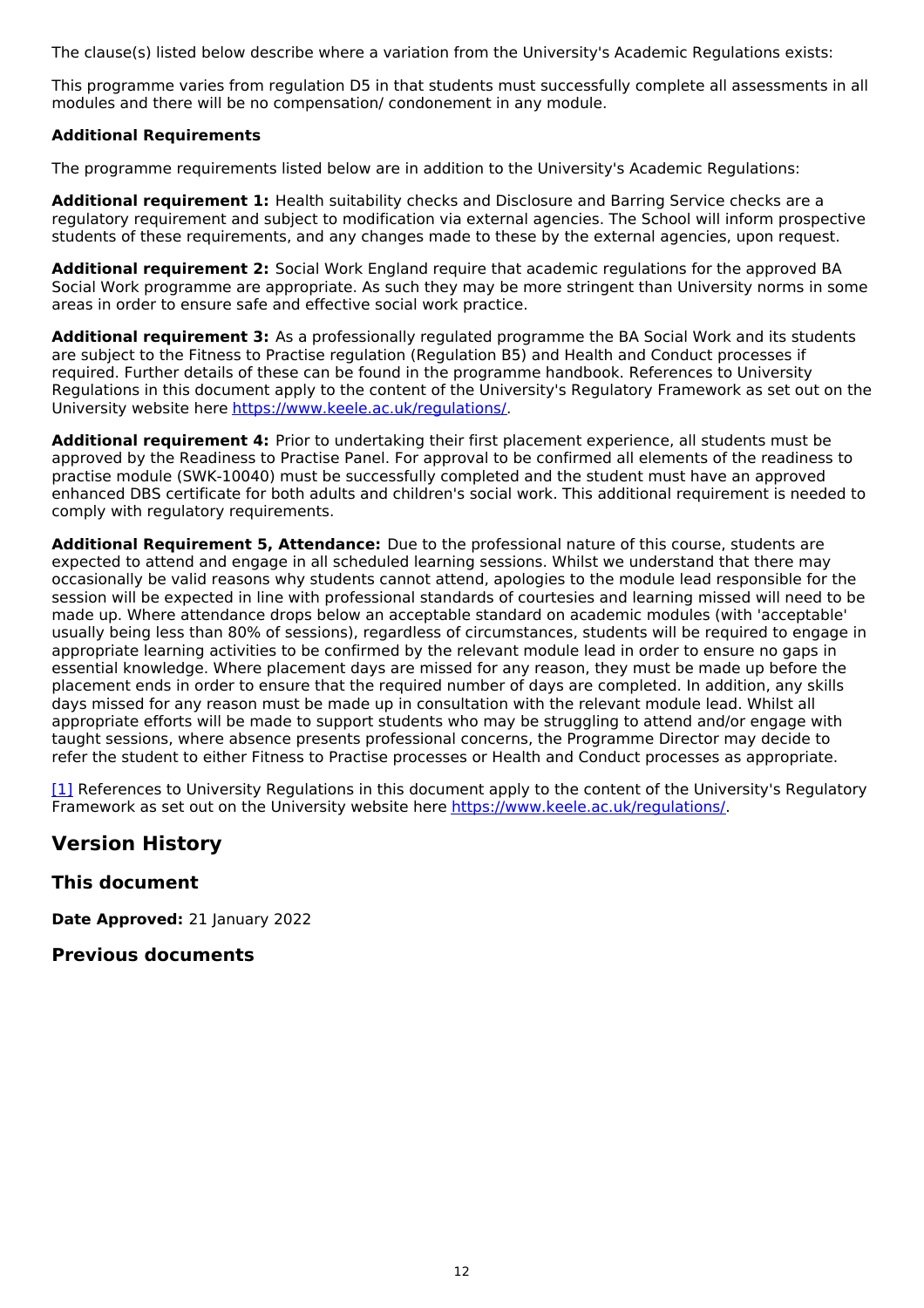The clause(s) listed below describe where a variation from the University's Academic Regulations exists:

This programme varies from regulation D5 in that students must successfully complete all assessments in all modules and there will be no compensation/ condonement in any module.

**Additional Requirements**

The programme requirements listed below are in addition to the University's Academic Regulations:

**Additional requirement 1:** Health suitability checks and Disclosure and Barring Service checks are a regulatory requirement and subject to modification via external agencies. The School will inform prospective students of these requirements, and any changes made to these by the external agencies, upon request.

**Additional requirement 2:** Social Work England require that academic regulations for the approved BA Social Work programme are appropriate. As such they may be more stringent than University norms in some areas in order to ensure safe and effective social work practice.

**Additional requirement 3:** As a professionally regulated programme the BA Social Work and its students are subject to the Fitness to Practise regulation (Regulation B5) and Health and Conduct processes if required. Further details of these can be found in the programme handbook. References to University Regulations in this document apply to the content of the University's Regulatory Framework as set out on the University website here https://www.keele.ac.uk/regulations/.

**Additional requirement 4:** Prior to undertaking their first placement experience, all students must be approved by the Readiness to Practise Panel. For approval to be confirmed all elements of the readiness to practise module (SWK-10040) must be successfully completed and the student must have an approved enhanced DBS certificate for both adults and children's social work. This additional requirement is needed to comply with regulatory requirements.

**Additional Requirement 5, Attendance:** Due to the professional nature of this course, students are expected to attend and engage in all scheduled learning sessions. Whilst we understand that there may occasionally be valid reasons why students cannot attend, apologies to the module lead responsible for the session will be expected in line with professional standards of courtesies and learning missed will need to be made up. Where attendance drops below an acceptable standard on academic modules (with 'acceptable' usually being less than 80% of sessions), regardless of circumstances, students will be required to engage in appropriate learning activities to be confirmed by the relevant module lead in order to ensure no gaps in essential knowledge. Where placement days are missed for any reason, they must be made up before the placement ends in order to ensure that the required number of days are completed. In addition, any skills days missed for any reason must be made up in consultation with the relevant module lead. Whilst all appropriate efforts will be made to support students who may be struggling to attend and/or engage with taught sessions, where absence presents professional concerns, the Programme Director may decide to refer the student to either Fitness to Practise processes or Health and Conduct processes as appropriate.

[1] References to University Regulations in this document apply to the content of the University's Regulatory Framework as set out on the University website here https://www.keele.ac.uk/regulations/.

## Version History

### This document

**Date Approved:** 21 January 2022

### Previous documents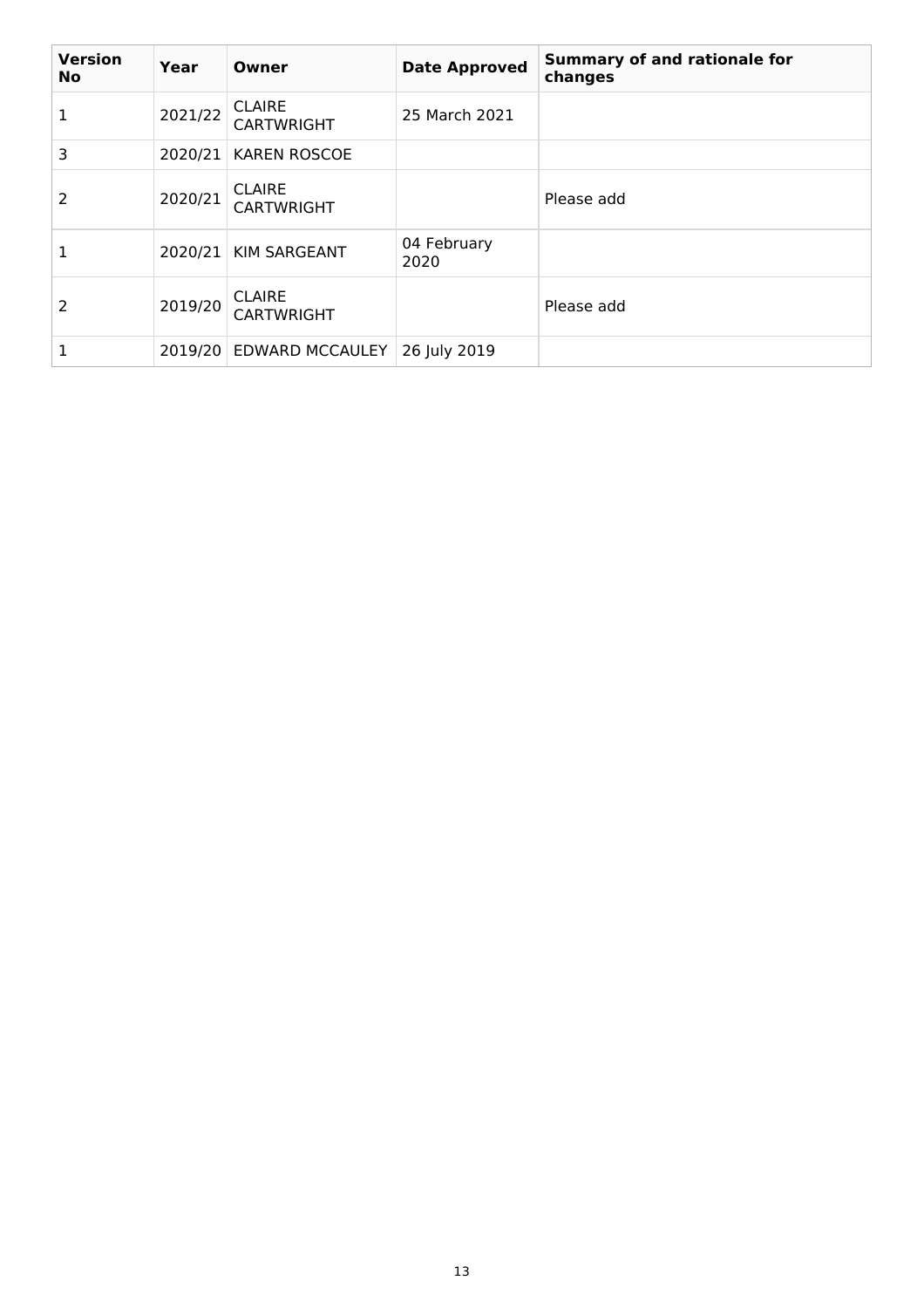| Version No | Year | Owner | Date Approved | Summary of and rationale for changes |
|---|---|---|---|---|
| 1 | 2021/22 | CLAIRE CARTWRIGHT | 25 March 2021 | |
| 3 | 2020/21 | KAREN ROSCOE | | |
| 2 | 2020/21 | CLAIRE CARTWRIGHT | | Please add |
| 1 | 2020/21 | KIM SARGEANT | 04 February 2020 | |
| 2 | 2019/20 | CLAIRE CARTWRIGHT | | Please add |
| 1 | 2019/20 | EDWARD MCCAULEY | 26 July 2019 | |